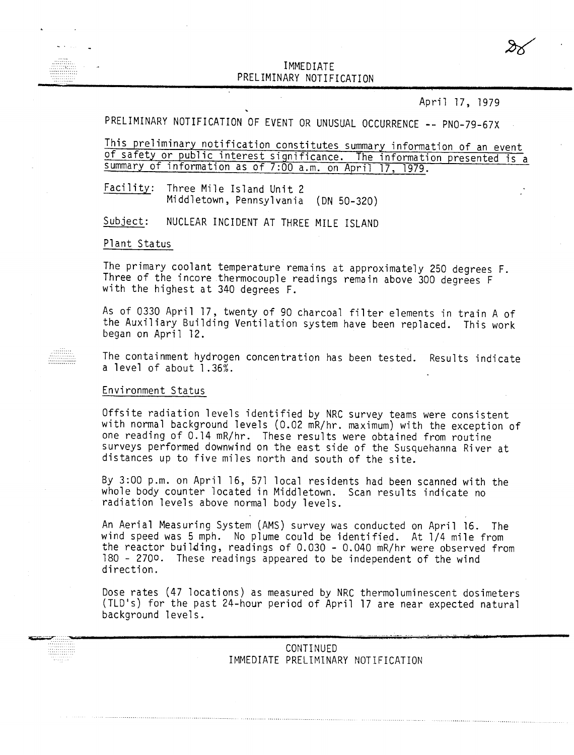IMMEDIATE
PRELIMINARY NOTIFICATION

April 17, 1979

PRELIMINARY NOTIFICATION OF EVENT OR UNUSUAL OCCURRENCE -- PNO-79-67X

This preliminary notification constitutes summary information of an event of safety or public interest significance. The information presented is a summary of information as of 7:00 a.m. on April 17, 1979.

Facility: Three Mile Island Unit 2
Middletown, Pennsylvania (DN 50-320)

Subject: NUCLEAR INCIDENT AT THREE MILE ISLAND

Plant Status

The primary coolant temperature remains at approximately 250 degrees F. Three of the incore thermocouple readings remain above 300 degrees F with the highest at 340 degrees F.

As of 0330 April 17, twenty of 90 charcoal filter elements in train A of the Auxiliary Building Ventilation system have been replaced. This work began on April 12.

The containment hydrogen concentration has been tested. Results indicate a level of about 1.36%.

Environment Status

Offsite radiation levels identified by NRC survey teams were consistent with normal background levels (0.02 mR/hr. maximum) with the exception of one reading of 0.14 mR/hr. These results were obtained from routine surveys performed downwind on the east side of the Susquehanna River at distances up to five miles north and south of the site.

By 3:00 p.m. on April 16, 571 local residents had been scanned with the whole body counter located in Middletown. Scan results indicate no radiation levels above normal body levels.

An Aerial Measuring System (AMS) survey was conducted on April 16. The wind speed was 5 mph. No plume could be identified. At 1/4 mile from the reactor building, readings of 0.030 - 0.040 mR/hr were observed from 180 - 270°. These readings appeared to be independent of the wind direction.

Dose rates (47 locations) as measured by NRC thermoluminescent dosimeters (TLD's) for the past 24-hour period of April 17 are near expected natural background levels.

CONTINUED
IMMEDIATE PRELIMINARY NOTIFICATION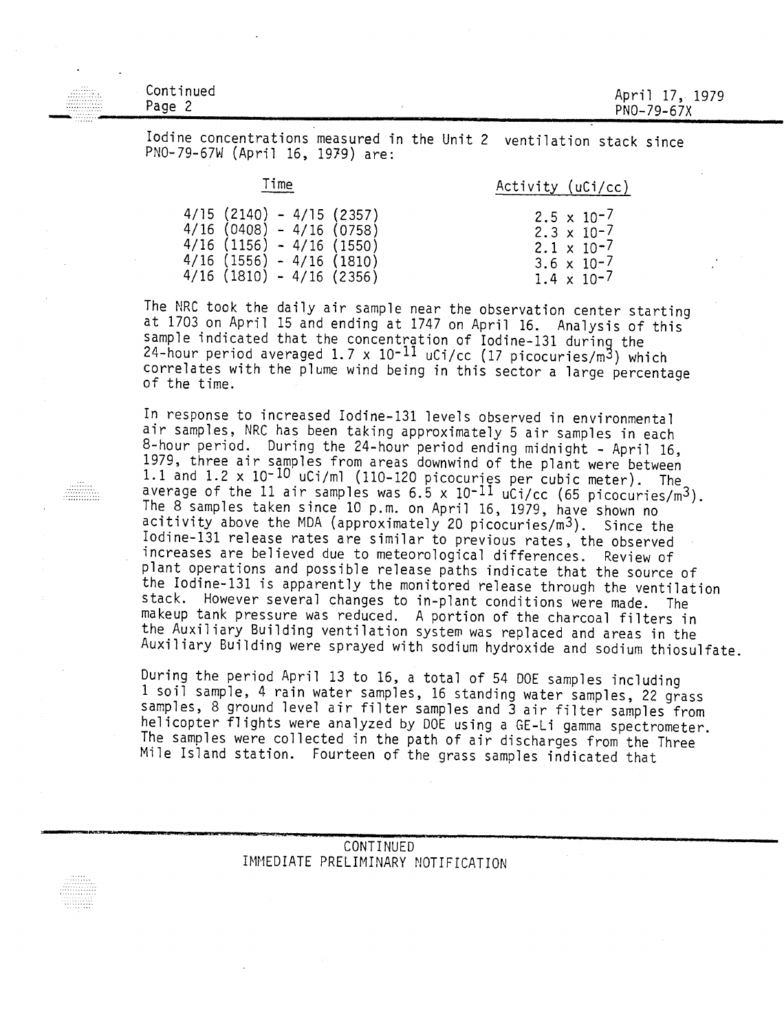Iodine concentrations measured in the Unit 2 ventilation stack since PNO-79-67W (April 16, 1979) are:

| Time | Activity (uCi/cc) |
|---|---|
| 4/15 (2140) - 4/15 (2357) | $2.5 \times 10^{-7}$ |
| 4/16 (0408) - 4/16 (0758) | $2.3 \times 10^{-7}$ |
| 4/16 (1156) - 4/16 (1550) | $2.1 \times 10^{-7}$ |
| 4/16 (1556) - 4/16 (1810) | $3.6 \times 10^{-7}$ |
| 4/16 (1810) - 4/16 (2356) | $1.4 \times 10^{-7}$ |

The NRC took the daily air sample near the observation center starting at 1703 on April 15 and ending at 1747 on April 16. Analysis of this sample indicated that the concentration of Iodine-131 during the 24-hour period averaged $1.7 \times 10^{-11}$ uCi/cc (17 picocuries/$m^3$) which correlates with the plume wind being in this sector a large percentage of the time.

In response to increased Iodine-131 levels observed in environmental air samples, NRC has been taking approximately 5 air samples in each 8-hour period. During the 24-hour period ending midnight - April 16, 1979, three air samples from areas downwind of the plant were between 1.1 and $1.2 \times 10^{-10}$ uCi/ml (110-120 picocuries per cubic meter). The average of the 11 air samples was $6.5 \times 10^{-11}$ uCi/cc (65 picocuries/$m^3$). The 8 samples taken since 10 p.m. on April 16, 1979, have shown no acitivity above the MDA (approximately 20 picocuries/$m^3$). Since the Iodine-131 release rates are similar to previous rates, the observed increases are believed due to meteorological differences. Review of plant operations and possible release paths indicate that the source of the Iodine-131 is apparently the monitored release through the ventilation stack. However several changes to in-plant conditions were made. The makeup tank pressure was reduced. A portion of the charcoal filters in the Auxiliary Building ventilation system was replaced and areas in the Auxiliary Building were sprayed with sodium hydroxide and sodium thiosulfate.

During the period April 13 to 16, a total of 54 DOE samples including 1 soil sample, 4 rain water samples, 16 standing water samples, 22 grass samples, 8 ground level air filter samples and 3 air filter samples from helicopter flights were analyzed by DOE using a GE-Li gamma spectrometer. The samples were collected in the path of air discharges from the Three Mile Island station. Fourteen of the grass samples indicated that

CONTINUED
IMMEDIATE PRELIMINARY NOTIFICATION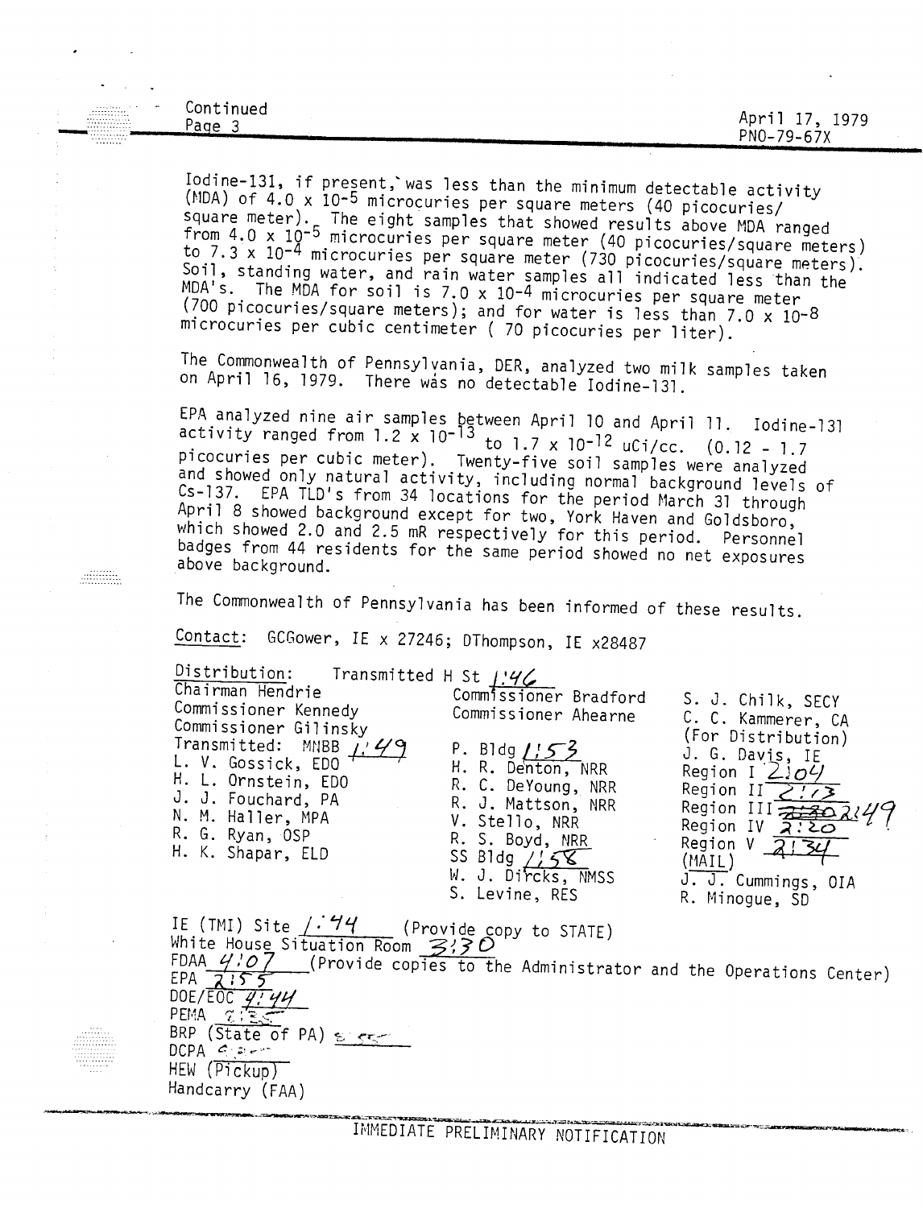Continued
Page 3

April 17, 1979
PNO-79-67X

Iodine-131, if present, was less than the minimum detectable activity (MDA) of $4.0 \times 10^{-5}$ microcuries per square meters (40 picocuries/ square meter). The eight samples that showed results above MDA ranged from $4.0 \times 10^{-5}$ microcuries per square meter (40 picocuries/square meters) to $7.3 \times 10^{-4}$ microcuries per square meter (730 picocuries/square meters). Soil, standing water, and rain water samples all indicated less than the MDA's. The MDA for soil is $7.0 \times 10^{-4}$ microcuries per square meter (700 picocuries/square meters); and for water is less than $7.0 \times 10^{-8}$ microcuries per cubic centimeter ( 70 picocuries per liter).

The Commonwealth of Pennsylvania, DER, analyzed two milk samples taken on April 16, 1979. There was no detectable Iodine-131.

EPA analyzed nine air samples between April 10 and April 11. Iodine-131 activity ranged from $1.2 \times 10^{-13}$ to $1.7 \times 10^{-12}$ uCi/cc. (0.12 - 1.7 picocuries per cubic meter). Twenty-five soil samples were analyzed and showed only natural activity, including normal background levels of Cs-137. EPA TLD's from 34 locations for the period March 31 through April 8 showed background except for two, York Haven and Goldsboro, which showed 2.0 and 2.5 mR respectively for this period. Personnel badges from 44 residents for the same period showed no net exposures above background.

The Commonwealth of Pennsylvania has been informed of these results.

Contact: GCGower, IE x 27246; DThompson, IE x28487

Distribution: Transmitted H St 1:46

Chairman Hendrie
Commissioner Kennedy
Commissioner Gilinsky
Transmitted: MNBB 1:49
L. V. Gossick, EDO
H. L. Ornstein, EDO
J. J. Fouchard, PA
N. M. Haller, MPA
R. G. Ryan, OSP
H. K. Shapar, ELD

Commissioner Bradford
Commissioner Ahearne

P. Bldg 1:53
H. R. Denton, NRR
R. C. DeYoung, NRR
R. J. Mattson, NRR
V. Stello, NRR
R. S. Boyd, NRR
SS Bldg 1:58
W. J. Dircks, NMSS
S. Levine, RES

S. J. Chilk, SECY
C. C. Kammerer, CA
(For Distribution)
J. G. Davis, IE
Region I 2:04
Region II 2:13
Region III ~~2:30~~ 2:49
Region IV 2:20
Region V 2:34
(MAIL)
J. J. Cummings, OIA
R. Minogue, SD

IE (TMI) Site 1:44 (Provide copy to STATE)
White House Situation Room 3:30
FDAA 4:07 (Provide copies to the Administrator and the Operations Center)
EPA 2:55
DOE/EOC 4:44
PEMA 2:35
BRP (State of PA) 5:55
DCPA 4:20
HEW (Pickup)
Handcarry (FAA)

IMMEDIATE PRELIMINARY NOTIFICATION